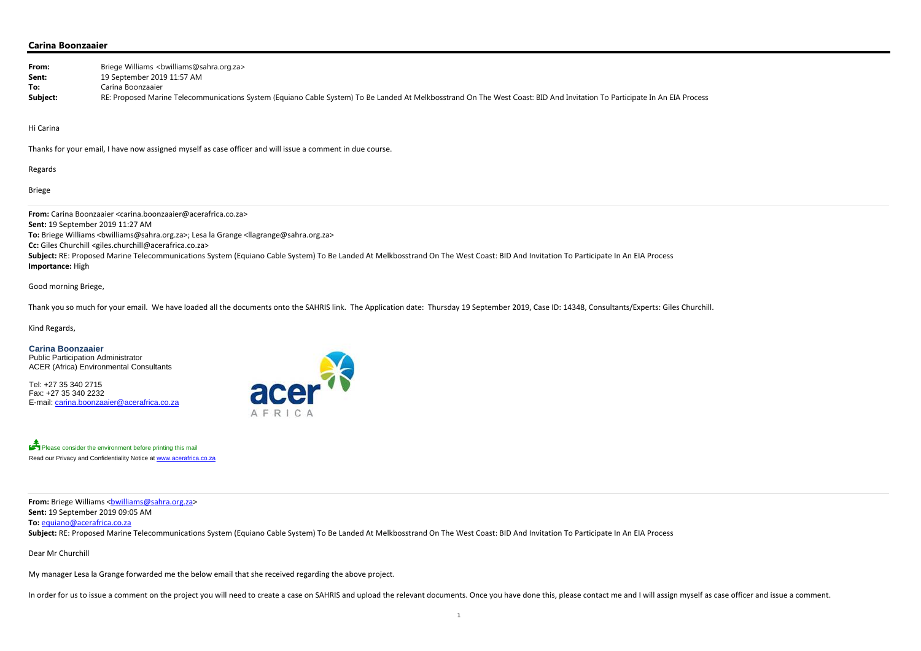**Carina Boonzaaier**

**From:** Briege Williams <bwilliams@sahra.org.za>
**Sent:** 19 September 2019 11:57 AM
**To:** Carina Boonzaaier
**Subject:** RE: Proposed Marine Telecommunications System (Equiano Cable System) To Be Landed At Melkbosstrand On The West Coast: BID And Invitation To Participate In An EIA Process

Hi Carina

Thanks for your email, I have now assigned myself as case officer and will issue a comment in due course.

Regards

Briege

---

**From:** Carina Boonzaaier <carina.boonzaaier@acerafrica.co.za>
**Sent:** 19 September 2019 11:27 AM
**To:** Briege Williams <bwilliams@sahra.org.za>; Lesa la Grange <llagrange@sahra.org.za>
**Cc:** Giles Churchill <giles.churchill@acerafrica.co.za>
**Subject:** RE: Proposed Marine Telecommunications System (Equiano Cable System) To Be Landed At Melkbosstrand On The West Coast: BID And Invitation To Participate In An EIA Process
**Importance:** High

Good morning Briege,

Thank you so much for your email. We have loaded all the documents onto the SAHRIS link. The Application date: Thursday 19 September 2019, Case ID: 14348, Consultants/Experts: Giles Churchill.

Kind Regards,

**Carina Boonzaaier**
Public Participation Administrator
ACER (Africa) Environmental Consultants

Tel: +27 35 340 2715
Fax: +27 35 340 2232
E-mail: carina.boonzaaier@acerafrica.co.za

acer AFRICA

Please consider the environment before printing this mail
Read our Privacy and Confidentiality Notice at www.acerafrica.co.za

---

**From:** Briege Williams <bwilliams@sahra.org.za>
**Sent:** 19 September 2019 09:05 AM
**To:** equiano@acerafrica.co.za
**Subject:** RE: Proposed Marine Telecommunications System (Equiano Cable System) To Be Landed At Melkbosstrand On The West Coast: BID And Invitation To Participate In An EIA Process

Dear Mr Churchill

My manager Lesa la Grange forwarded me the below email that she received regarding the above project.

In order for us to issue a comment on the project you will need to create a case on SAHRIS and upload the relevant documents. Once you have done this, please contact me and I will assign myself as case officer and issue a comment.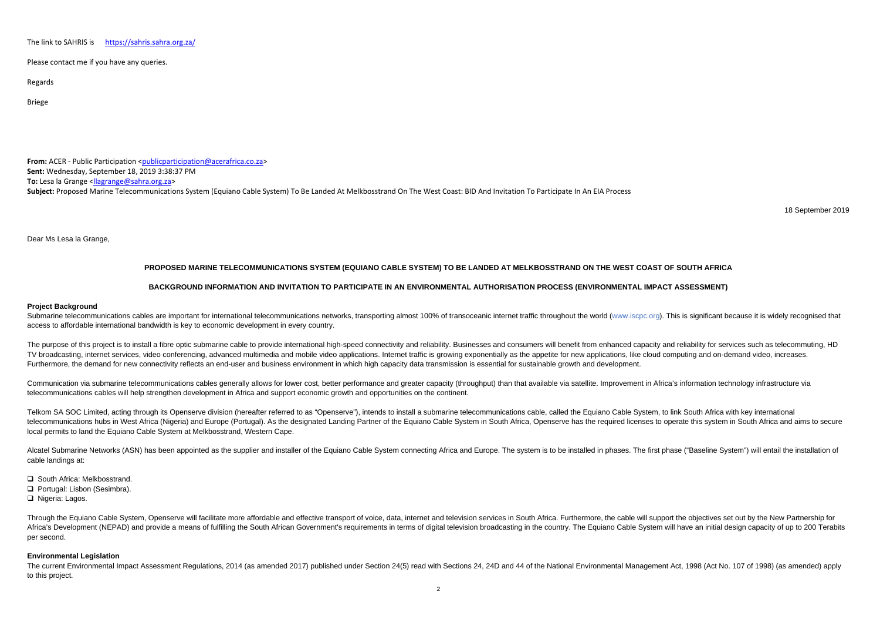The link to SAHRIS is https://sahris.sahra.org.za/

Please contact me if you have any queries.

Regards

Briege

**From:** ACER - Public Participation <publicparticipation@acerafrica.co.za>
**Sent:** Wednesday, September 18, 2019 3:38:37 PM
**To:** Lesa la Grange <llagrange@sahra.org.za>
**Subject:** Proposed Marine Telecommunications System (Equiano Cable System) To Be Landed At Melkbosstrand On The West Coast: BID And Invitation To Participate In An EIA Process

18 September 2019

Dear Ms Lesa la Grange,

**PROPOSED MARINE TELECOMMUNICATIONS SYSTEM (EQUIANO CABLE SYSTEM) TO BE LANDED AT MELKBOSSTRAND ON THE WEST COAST OF SOUTH AFRICA**

**BACKGROUND INFORMATION AND INVITATION TO PARTICIPATE IN AN ENVIRONMENTAL AUTHORISATION PROCESS (ENVIRONMENTAL IMPACT ASSESSMENT)**

**Project Background**

Submarine telecommunications cables are important for international telecommunications networks, transporting almost 100% of transoceanic internet traffic throughout the world (www.iscpc.org). This is significant because it is widely recognised that access to affordable international bandwidth is key to economic development in every country.

The purpose of this project is to install a fibre optic submarine cable to provide international high-speed connectivity and reliability. Businesses and consumers will benefit from enhanced capacity and reliability for services such as telecommuting, HD TV broadcasting, internet services, video conferencing, advanced multimedia and mobile video applications. Internet traffic is growing exponentially as the appetite for new applications, like cloud computing and on-demand video, increases. Furthermore, the demand for new connectivity reflects an end-user and business environment in which high capacity data transmission is essential for sustainable growth and development.

Communication via submarine telecommunications cables generally allows for lower cost, better performance and greater capacity (throughput) than that available via satellite. Improvement in Africa's information technology infrastructure via telecommunications cables will help strengthen development in Africa and support economic growth and opportunities on the continent.

Telkom SA SOC Limited, acting through its Openserve division (hereafter referred to as "Openserve"), intends to install a submarine telecommunications cable, called the Equiano Cable System, to link South Africa with key international telecommunications hubs in West Africa (Nigeria) and Europe (Portugal). As the designated Landing Partner of the Equiano Cable System in South Africa, Openserve has the required licenses to operate this system in South Africa and aims to secure local permits to land the Equiano Cable System at Melkbosstrand, Western Cape.

Alcatel Submarine Networks (ASN) has been appointed as the supplier and installer of the Equiano Cable System connecting Africa and Europe. The system is to be installed in phases. The first phase ("Baseline System") will entail the installation of cable landings at:

- South Africa: Melkbosstrand.
- Portugal: Lisbon (Sesimbra).
- Nigeria: Lagos.

Through the Equiano Cable System, Openserve will facilitate more affordable and effective transport of voice, data, internet and television services in South Africa. Furthermore, the cable will support the objectives set out by the New Partnership for Africa's Development (NEPAD) and provide a means of fulfilling the South African Government's requirements in terms of digital television broadcasting in the country. The Equiano Cable System will have an initial design capacity of up to 200 Terabits per second.

**Environmental Legislation**

The current Environmental Impact Assessment Regulations, 2014 (as amended 2017) published under Section 24(5) read with Sections 24, 24D and 44 of the National Environmental Management Act, 1998 (Act No. 107 of 1998) (as amended) apply to this project.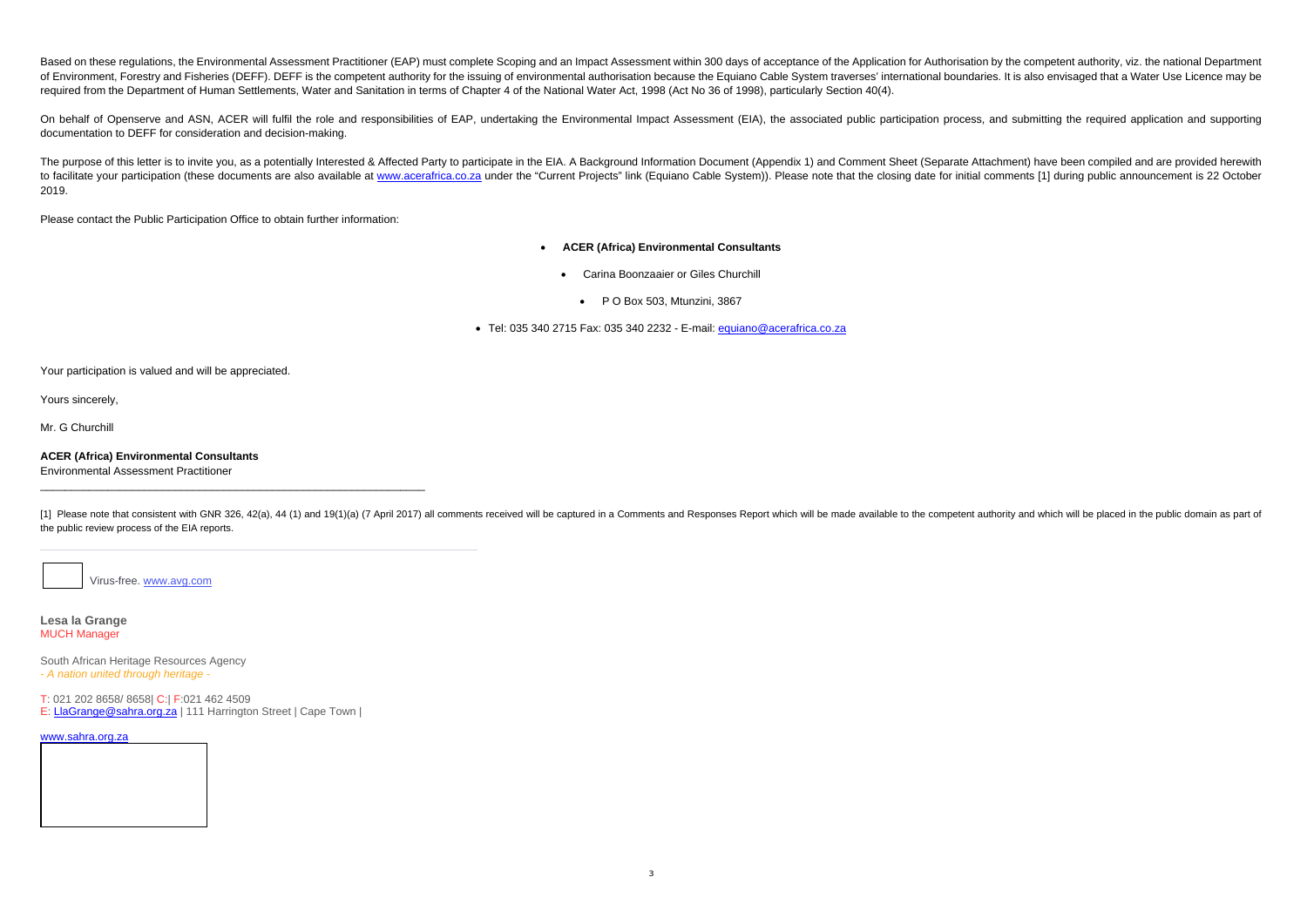Based on these regulations, the Environmental Assessment Practitioner (EAP) must complete Scoping and an Impact Assessment within 300 days of acceptance of the Application for Authorisation by the competent authority, viz. the national Department of Environment, Forestry and Fisheries (DEFF). DEFF is the competent authority for the issuing of environmental authorisation because the Equiano Cable System traverses' international boundaries. It is also envisaged that a Water Use Licence may be required from the Department of Human Settlements, Water and Sanitation in terms of Chapter 4 of the National Water Act, 1998 (Act No 36 of 1998), particularly Section 40(4).

On behalf of Openserve and ASN, ACER will fulfil the role and responsibilities of EAP, undertaking the Environmental Impact Assessment (EIA), the associated public participation process, and submitting the required application and supporting documentation to DEFF for consideration and decision-making.

The purpose of this letter is to invite you, as a potentially Interested & Affected Party to participate in the EIA. A Background Information Document (Appendix 1) and Comment Sheet (Separate Attachment) have been compiled and are provided herewith to facilitate your participation (these documents are also available at www.acerafrica.co.za under the "Current Projects" link (Equiano Cable System)). Please note that the closing date for initial comments [1] during public announcement is 22 October 2019.

Please contact the Public Participation Office to obtain further information:

- **ACER (Africa) Environmental Consultants**
  - Carina Boonzaaier or Giles Churchill
    - P O Box 503, Mtunzini, 3867
- Tel: 035 340 2715 Fax: 035 340 2232 - E-mail: equiano@acerafrica.co.za

Your participation is valued and will be appreciated.

Yours sincerely,

Mr. G Churchill

**ACER (Africa) Environmental Consultants**
Environmental Assessment Practitioner

---

[1] Please note that consistent with GNR 326, 42(a), 44 (1) and 19(1)(a) (7 April 2017) all comments received will be captured in a Comments and Responses Report which will be made available to the competent authority and which will be placed in the public domain as part of the public review process of the EIA reports.

---

Virus-free. www.avg.com

**Lesa la Grange**
MUCH Manager

South African Heritage Resources Agency
*- A nation united through heritage -*

T: 021 202 8658/ 8658| C:| F:021 462 4509
E: LlaGrange@sahra.org.za | 111 Harrington Street | Cape Town |

www.sahra.org.za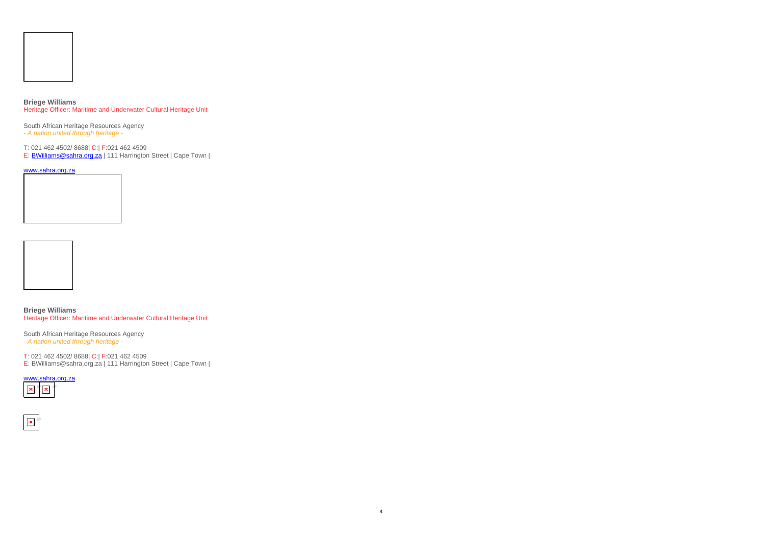**Briege Williams**
Heritage Officer: Maritime and Underwater Cultural Heritage Unit

South African Heritage Resources Agency
*- A nation united through heritage -*

T: 021 462 4502/ 8688| C:| F:021 462 4509
E: BWilliams@sahra.org.za | 111 Harrington Street | Cape Town |

www.sahra.org.za

**Briege Williams**
Heritage Officer: Maritime and Underwater Cultural Heritage Unit

South African Heritage Resources Agency
*- A nation united through heritage -*

T: 021 462 4502/ 8688| C:| F:021 462 4509
E: BWilliams@sahra.org.za | 111 Harrington Street | Cape Town |

www.sahra.org.za